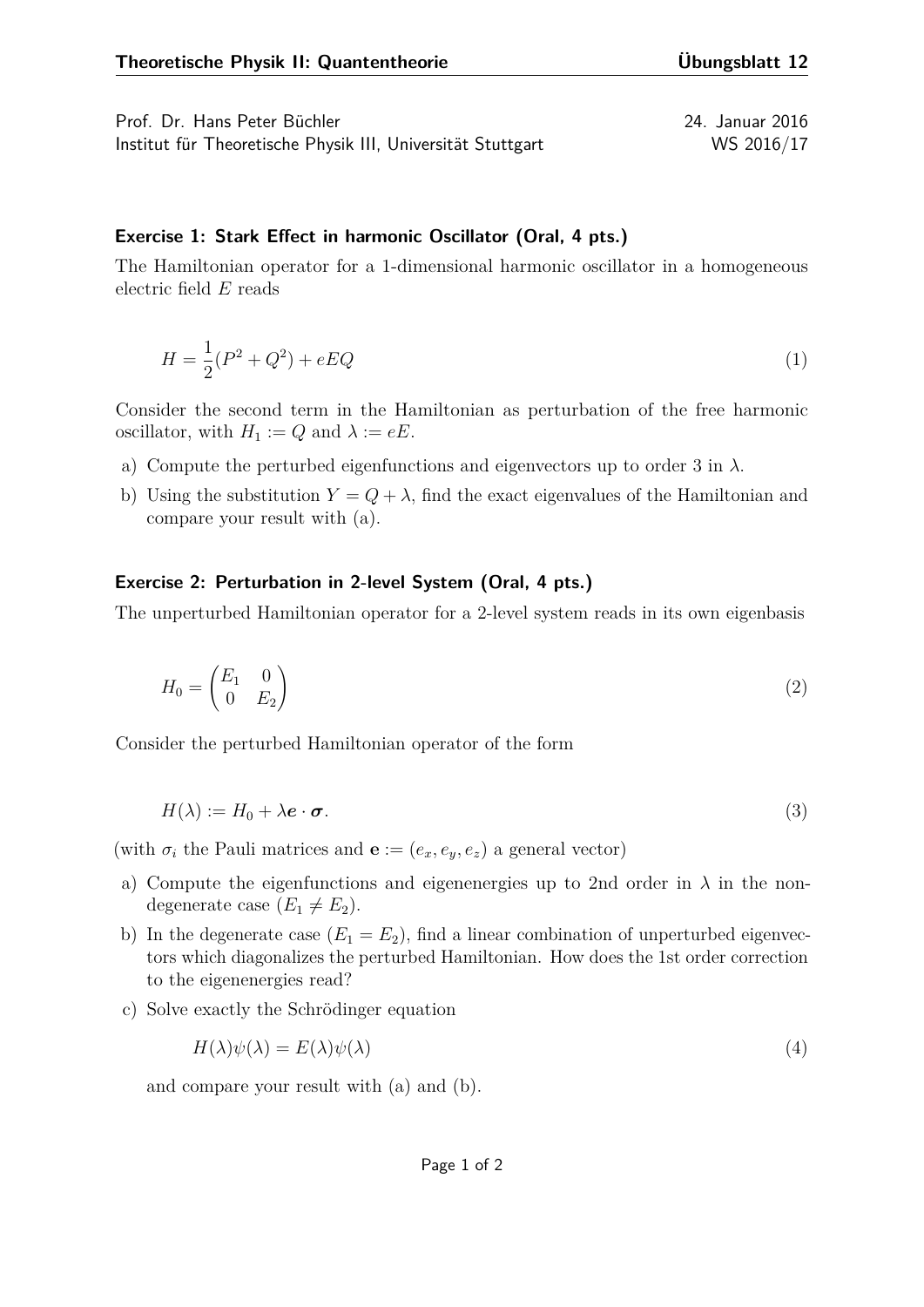**Theoretische Physik II: Quantentheorie** — **Übungsblatt 12**

Prof. Dr. Hans Peter Büchler — 24. Januar 2016
Institut für Theoretische Physik III, Universität Stuttgart — WS 2016/17

### Exercise 1: Stark Effect in harmonic Oscillator (Oral, 4 pts.)

The Hamiltonian operator for a 1-dimensional harmonic oscillator in a homogeneous electric field $E$ reads

$$H = \frac{1}{2}(P^2 + Q^2) + eEQ \tag{1}$$

Consider the second term in the Hamiltonian as perturbation of the free harmonic oscillator, with $H_1 := Q$ and $\lambda := eE$.

a) Compute the perturbed eigenfunctions and eigenvectors up to order 3 in $\lambda$.

b) Using the substitution $Y = Q + \lambda$, find the exact eigenvalues of the Hamiltonian and compare your result with (a).

### Exercise 2: Perturbation in 2-level System (Oral, 4 pts.)

The unperturbed Hamiltonian operator for a 2-level system reads in its own eigenbasis

$$H_0 = \begin{pmatrix} E_1 & 0 \\ 0 & E_2 \end{pmatrix} \tag{2}$$

Consider the perturbed Hamiltonian operator of the form

$$H(\lambda) := H_0 + \lambda \boldsymbol{e} \cdot \boldsymbol{\sigma}. \tag{3}$$

(with $\sigma_i$ the Pauli matrices and $\mathbf{e} := (e_x, e_y, e_z)$ a general vector)

a) Compute the eigenfunctions and eigenenergies up to 2nd order in $\lambda$ in the non-degenerate case ($E_1 \neq E_2$).

b) In the degenerate case ($E_1 = E_2$), find a linear combination of unperturbed eigenvectors which diagonalizes the perturbed Hamiltonian. How does the 1st order correction to the eigenenergies read?

c) Solve exactly the Schrödinger equation

$$H(\lambda)\psi(\lambda) = E(\lambda)\psi(\lambda) \tag{4}$$

and compare your result with (a) and (b).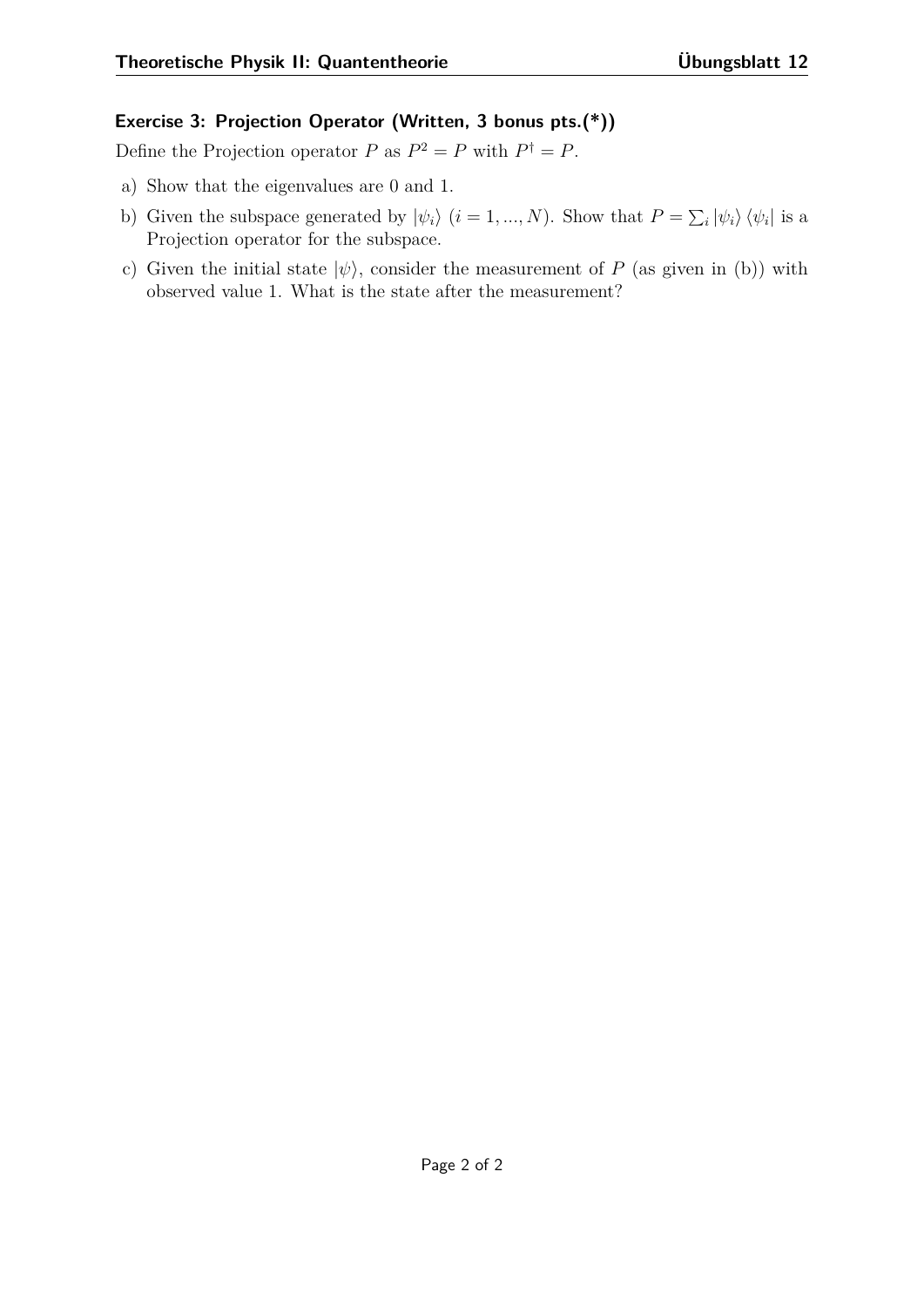### Exercise 3: Projection Operator (Written, 3 bonus pts.(*))

Define the Projection operator $P$ as $P^2 = P$ with $P^\dagger = P$.

a) Show that the eigenvalues are 0 and 1.

b) Given the subspace generated by $|\psi_i\rangle$ $(i = 1, ..., N)$. Show that $P = \sum_i |\psi_i\rangle \langle\psi_i|$ is a Projection operator for the subspace.

c) Given the initial state $|\psi\rangle$, consider the measurement of $P$ (as given in (b)) with observed value 1. What is the state after the measurement?